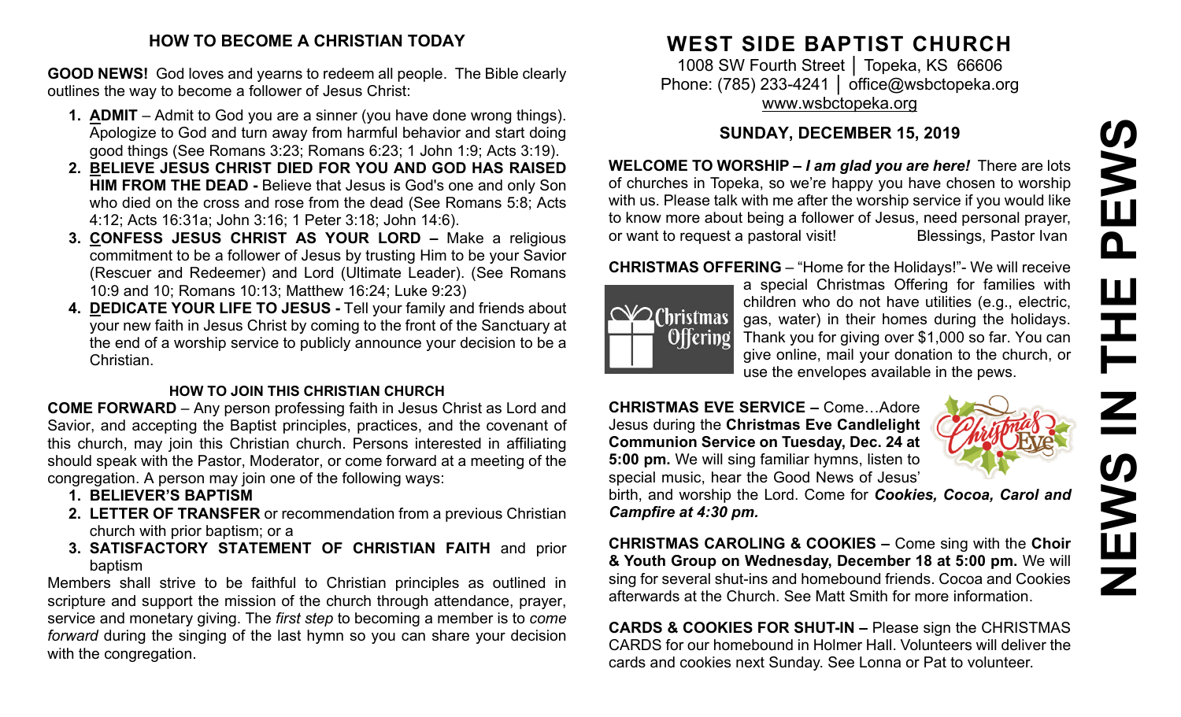## HOW TO BECOME A CHRISTIAN TODAY

**GOOD NEWS!** God loves and yearns to redeem all people. The Bible clearly outlines the way to become a follower of Jesus Christ:

1. **ADMIT** – Admit to God you are a sinner (you have done wrong things). Apologize to God and turn away from harmful behavior and start doing good things (See Romans 3:23; Romans 6:23; 1 John 1:9; Acts 3:19).
2. **BELIEVE JESUS CHRIST DIED FOR YOU AND GOD HAS RAISED HIM FROM THE DEAD -** Believe that Jesus is God's one and only Son who died on the cross and rose from the dead (See Romans 5:8; Acts 4:12; Acts 16:31a; John 3:16; 1 Peter 3:18; John 14:6).
3. **CONFESS JESUS CHRIST AS YOUR LORD –** Make a religious commitment to be a follower of Jesus by trusting Him to be your Savior (Rescuer and Redeemer) and Lord (Ultimate Leader). (See Romans 10:9 and 10; Romans 10:13; Matthew 16:24; Luke 9:23)
4. **DEDICATE YOUR LIFE TO JESUS -** Tell your family and friends about your new faith in Jesus Christ by coming to the front of the Sanctuary at the end of a worship service to publicly announce your decision to be a Christian.

### HOW TO JOIN THIS CHRISTIAN CHURCH

**COME FORWARD** – Any person professing faith in Jesus Christ as Lord and Savior, and accepting the Baptist principles, practices, and the covenant of this church, may join this Christian church. Persons interested in affiliating should speak with the Pastor, Moderator, or come forward at a meeting of the congregation. A person may join one of the following ways:

1. **BELIEVER'S BAPTISM**
2. **LETTER OF TRANSFER** or recommendation from a previous Christian church with prior baptism; or a
3. **SATISFACTORY STATEMENT OF CHRISTIAN FAITH** and prior baptism

Members shall strive to be faithful to Christian principles as outlined in scripture and support the mission of the church through attendance, prayer, service and monetary giving. The *first step* to becoming a member is to *come forward* during the singing of the last hymn so you can share your decision with the congregation.

# WEST SIDE BAPTIST CHURCH

1008 SW Fourth Street │ Topeka, KS 66606
Phone: (785) 233-4241 │ office@wsbctopeka.org
www.wsbctopeka.org

## SUNDAY, DECEMBER 15, 2019

**WELCOME TO WORSHIP –** ***I am glad you are here!*** There are lots of churches in Topeka, so we're happy you have chosen to worship with us. Please talk with me after the worship service if you would like to know more about being a follower of Jesus, need personal prayer, or want to request a pastoral visit! Blessings, Pastor Ivan

**CHRISTMAS OFFERING** – "Home for the Holidays!"- We will receive a special Christmas Offering for families with children who do not have utilities (e.g., electric, gas, water) in their homes during the holidays. Thank you for giving over $1,000 so far. You can give online, mail your donation to the church, or use the envelopes available in the pews.

**CHRISTMAS EVE SERVICE –** Come…Adore Jesus during the **Christmas Eve Candlelight Communion Service on Tuesday, Dec. 24 at 5:00 pm.** We will sing familiar hymns, listen to special music, hear the Good News of Jesus' birth, and worship the Lord. Come for ***Cookies, Cocoa, Carol and Campfire at 4:30 pm.***

**CHRISTMAS CAROLING & COOKIES –** Come sing with the **Choir & Youth Group on Wednesday, December 18 at 5:00 pm.** We will sing for several shut-ins and homebound friends. Cocoa and Cookies afterwards at the Church. See Matt Smith for more information.

**CARDS & COOKIES FOR SHUT-IN –** Please sign the CHRISTMAS CARDS for our homebound in Holmer Hall. Volunteers will deliver the cards and cookies next Sunday. See Lonna or Pat to volunteer.

# NEWS IN THE PEWS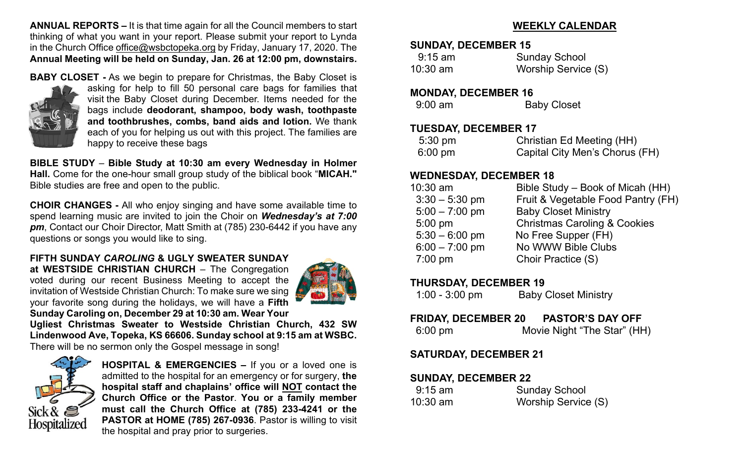**ANNUAL REPORTS –** It is that time again for all the Council members to start thinking of what you want in your report. Please submit your report to Lynda in the Church Office office@wsbctopeka.org by Friday, January 17, 2020. The **Annual Meeting will be held on Sunday, Jan. 26 at 12:00 pm, downstairs.**

**BABY CLOSET -** As we begin to prepare for Christmas, the Baby Closet is asking for help to fill 50 personal care bags for families that visit the Baby Closet during December. Items needed for the bags include **deodorant, shampoo, body wash, toothpaste and toothbrushes, combs, band aids and lotion.** We thank each of you for helping us out with this project. The families are happy to receive these bags

**BIBLE STUDY** – **Bible Study at 10:30 am every Wednesday in Holmer Hall.** Come for the one-hour small group study of the biblical book "**MICAH."** Bible studies are free and open to the public.

**CHOIR CHANGES -** All who enjoy singing and have some available time to spend learning music are invited to join the Choir on ***Wednesday's at 7:00 pm***, Contact our Choir Director, Matt Smith at (785) 230-6442 if you have any questions or songs you would like to sing.

**FIFTH SUNDAY *CAROLING* & UGLY SWEATER SUNDAY at WESTSIDE CHRISTIAN CHURCH** – The Congregation voted during our recent Business Meeting to accept the invitation of Westside Christian Church: To make sure we sing your favorite song during the holidays, we will have a **Fifth Sunday Caroling on, December 29 at 10:30 am. Wear Your Ugliest Christmas Sweater to Westside Christian Church, 432 SW Lindenwood Ave, Topeka, KS 66606. Sunday school at 9:15 am at WSBC.** There will be no sermon only the Gospel message in song!

**HOSPITAL & EMERGENCIES –** If you or a loved one is admitted to the hospital for an emergency or for surgery, **the hospital staff and chaplains' office will NOT contact the Church Office or the Pastor**. **You or a family member must call the Church Office at (785) 233-4241 or the PASTOR at HOME (785) 267-0936**. Pastor is willing to visit the hospital and pray prior to surgeries.

## WEEKLY CALENDAR

**SUNDAY, DECEMBER 15**

| | |
|---|---|
| 9:15 am | Sunday School |
| 10:30 am | Worship Service (S) |

**MONDAY, DECEMBER 16**

| | |
|---|---|
| 9:00 am | Baby Closet |

**TUESDAY, DECEMBER 17**

| | |
|---|---|
| 5:30 pm | Christian Ed Meeting (HH) |
| 6:00 pm | Capital City Men's Chorus (FH) |

**WEDNESDAY, DECEMBER 18**

| | |
|---|---|
| 10:30 am | Bible Study – Book of Micah (HH) |
| 3:30 – 5:30 pm | Fruit & Vegetable Food Pantry (FH) |
| 5:00 – 7:00 pm | Baby Closet Ministry |
| 5:00 pm | Christmas Caroling & Cookies |
| 5:30 – 6:00 pm | No Free Supper (FH) |
| 6:00 – 7:00 pm | No WWW Bible Clubs |
| 7:00 pm | Choir Practice (S) |

**THURSDAY, DECEMBER 19**

| | |
|---|---|
| 1:00 - 3:00 pm | Baby Closet Ministry |

**FRIDAY, DECEMBER 20 PASTOR'S DAY OFF**

| | |
|---|---|
| 6:00 pm | Movie Night "The Star" (HH) |

**SATURDAY, DECEMBER 21**

**SUNDAY, DECEMBER 22**

| | |
|---|---|
| 9:15 am | Sunday School |
| 10:30 am | Worship Service (S) |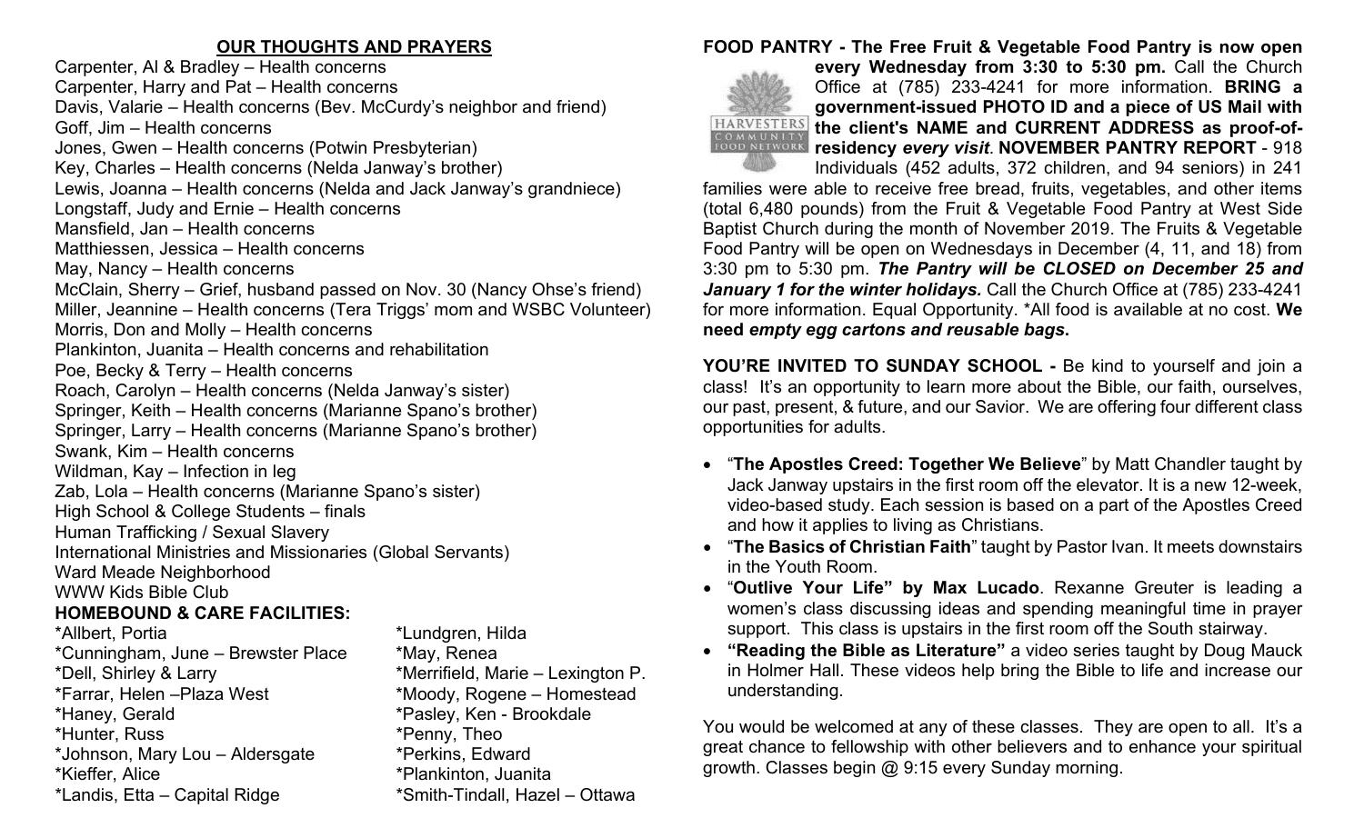## OUR THOUGHTS AND PRAYERS

Carpenter, Al & Bradley – Health concerns
Carpenter, Harry and Pat – Health concerns
Davis, Valarie – Health concerns (Bev. McCurdy's neighbor and friend)
Goff, Jim – Health concerns
Jones, Gwen – Health concerns (Potwin Presbyterian)
Key, Charles – Health concerns (Nelda Janway's brother)
Lewis, Joanna – Health concerns (Nelda and Jack Janway's grandniece)
Longstaff, Judy and Ernie – Health concerns
Mansfield, Jan – Health concerns
Matthiessen, Jessica – Health concerns
May, Nancy – Health concerns
McClain, Sherry – Grief, husband passed on Nov. 30 (Nancy Ohse's friend)
Miller, Jeannine – Health concerns (Tera Triggs' mom and WSBC Volunteer)
Morris, Don and Molly – Health concerns
Plankinton, Juanita – Health concerns and rehabilitation
Poe, Becky & Terry – Health concerns
Roach, Carolyn – Health concerns (Nelda Janway's sister)
Springer, Keith – Health concerns (Marianne Spano's brother)
Springer, Larry – Health concerns (Marianne Spano's brother)
Swank, Kim – Health concerns
Wildman, Kay – Infection in leg
Zab, Lola – Health concerns (Marianne Spano's sister)
High School & College Students – finals
Human Trafficking / Sexual Slavery
International Ministries and Missionaries (Global Servants)
Ward Meade Neighborhood
WWW Kids Bible Club

### HOMEBOUND & CARE FACILITIES:

*Allbert, Portia
*Cunningham, June – Brewster Place
*Dell, Shirley & Larry
*Farrar, Helen –Plaza West
*Haney, Gerald
*Hunter, Russ
*Johnson, Mary Lou – Aldersgate
*Kieffer, Alice
*Landis, Etta – Capital Ridge
*Lundgren, Hilda
*May, Renea
*Merrifield, Marie – Lexington P.
*Moody, Rogene – Homestead
*Pasley, Ken - Brookdale
*Penny, Theo
*Perkins, Edward
*Plankinton, Juanita
*Smith-Tindall, Hazel – Ottawa

**FOOD PANTRY - The Free Fruit & Vegetable Food Pantry is now open every Wednesday from 3:30 to 5:30 pm.** Call the Church Office at (785) 233-4241 for more information. **BRING a government-issued PHOTO ID and a piece of US Mail with the client's NAME and CURRENT ADDRESS as proof-of-residency *every visit*. NOVEMBER PANTRY REPORT** - 918 Individuals (452 adults, 372 children, and 94 seniors) in 241 families were able to receive free bread, fruits, vegetables, and other items (total 6,480 pounds) from the Fruit & Vegetable Food Pantry at West Side Baptist Church during the month of November 2019. The Fruits & Vegetable Food Pantry will be open on Wednesdays in December (4, 11, and 18) from 3:30 pm to 5:30 pm. ***The Pantry will be CLOSED on December 25 and January 1 for the winter holidays.*** Call the Church Office at (785) 233-4241 for more information. Equal Opportunity. *All food is available at no cost. **We need *empty egg cartons and reusable bags*.**

**YOU'RE INVITED TO SUNDAY SCHOOL -** Be kind to yourself and join a class! It's an opportunity to learn more about the Bible, our faith, ourselves, our past, present, & future, and our Savior. We are offering four different class opportunities for adults.

- "**The Apostles Creed: Together We Believe**" by Matt Chandler taught by Jack Janway upstairs in the first room off the elevator. It is a new 12-week, video-based study. Each session is based on a part of the Apostles Creed and how it applies to living as Christians.
- "**The Basics of Christian Faith**" taught by Pastor Ivan. It meets downstairs in the Youth Room.
- "**Outlive Your Life" by Max Lucado**. Rexanne Greuter is leading a women's class discussing ideas and spending meaningful time in prayer support. This class is upstairs in the first room off the South stairway.
- **"Reading the Bible as Literature"** a video series taught by Doug Mauck in Holmer Hall. These videos help bring the Bible to life and increase our understanding.

You would be welcomed at any of these classes. They are open to all. It's a great chance to fellowship with other believers and to enhance your spiritual growth. Classes begin @ 9:15 every Sunday morning.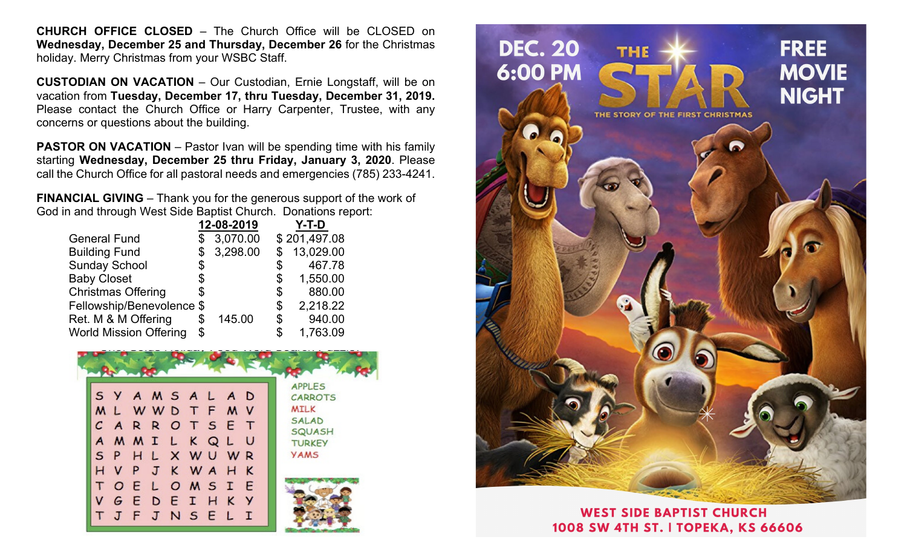**CHURCH OFFICE CLOSED** – The Church Office will be CLOSED on **Wednesday, December 25 and Thursday, December 26** for the Christmas holiday. Merry Christmas from your WSBC Staff.

**CUSTODIAN ON VACATION** – Our Custodian, Ernie Longstaff, will be on vacation from **Tuesday, December 17, thru Tuesday, December 31, 2019.** Please contact the Church Office or Harry Carpenter, Trustee, with any concerns or questions about the building.

**PASTOR ON VACATION** – Pastor Ivan will be spending time with his family starting **Wednesday, December 25 thru Friday, January 3, 2020**. Please call the Church Office for all pastoral needs and emergencies (785) 233-4241.

**FINANCIAL GIVING** – Thank you for the generous support of the work of God in and through West Side Baptist Church. Donations report:

| | 12-08-2019 | Y-T-D |
|---|---|---|
| General Fund | $ 3,070.00 | $ 201,497.08 |
| Building Fund | $ 3,298.00 | $ 13,029.00 |
| Sunday School | $ | $ 467.78 |
| Baby Closet | $ | $ 1,550.00 |
| Christmas Offering | $ | $ 880.00 |
| Fellowship/Benevolence | $ | $ 2,218.22 |
| Ret. M & M Offering | $ 145.00 | $ 940.00 |
| World Mission Offering | $ | $ 1,763.09 |

| | | | | | | | | |
|---|---|---|---|---|---|---|---|---|
| S | Y | A | M | S | A | L | A | D |
| M | L | W | W | D | T | F | M | V |
| C | A | R | R | O | T | S | E | T |
| A | M | M | I | L | K | Q | L | U |
| S | P | H | L | X | W | U | W | R |
| H | V | P | J | K | W | A | H | K |
| T | O | E | L | O | M | S | I | E |
| V | G | E | D | E | I | H | K | Y |
| T | J | F | J | N | S | E | L | I |

APPLES
CARROTS
MILK
SALAD
SQUASH
TURKEY
YAMS

DEC. 20
6:00 PM

THE STAR
THE STORY OF THE FIRST CHRISTMAS

FREE MOVIE NIGHT

WEST SIDE BAPTIST CHURCH
1008 SW 4TH ST. | TOPEKA, KS 66606